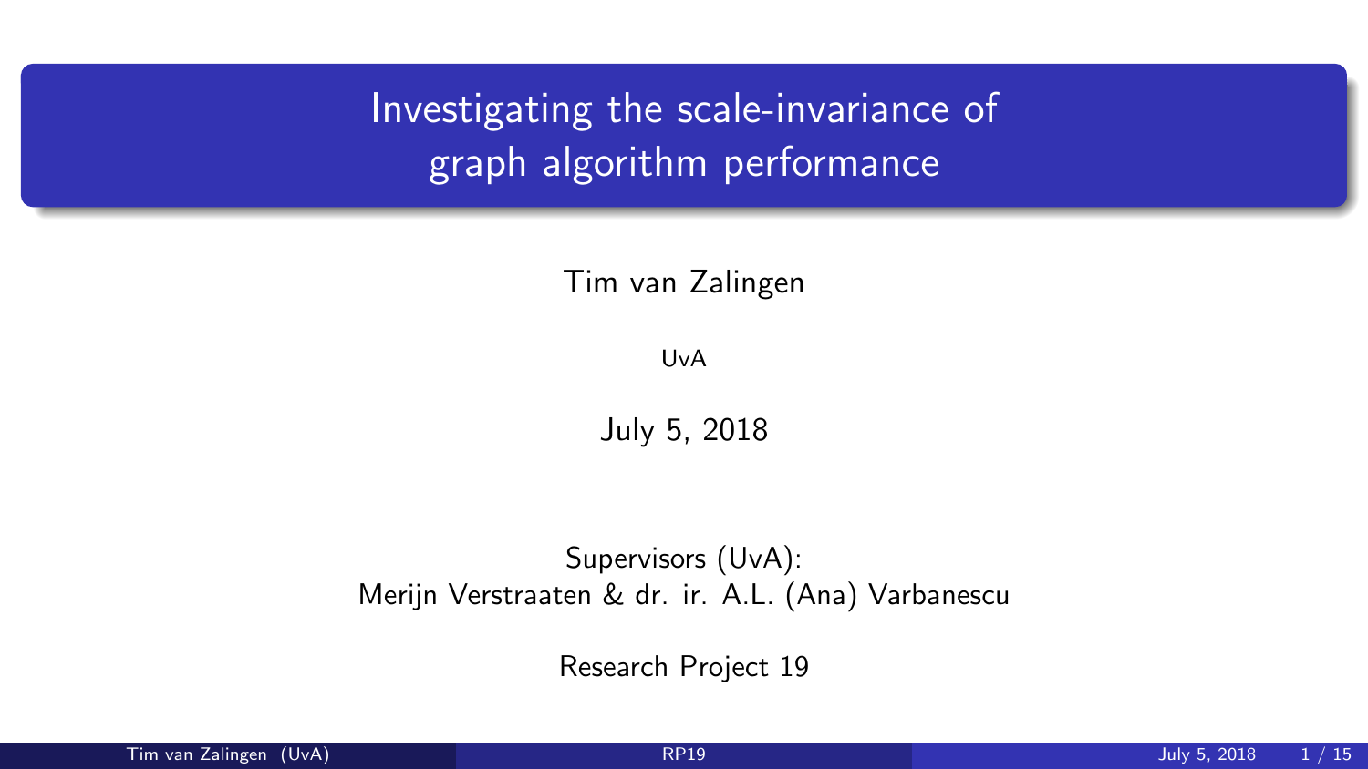# Investigating the scale-invariance of graph algorithm performance

Tim van Zalingen

UvA

July 5, 2018

Supervisors (UvA):
Merijn Verstraaten & dr. ir. A.L. (Ana) Varbanescu

Research Project 19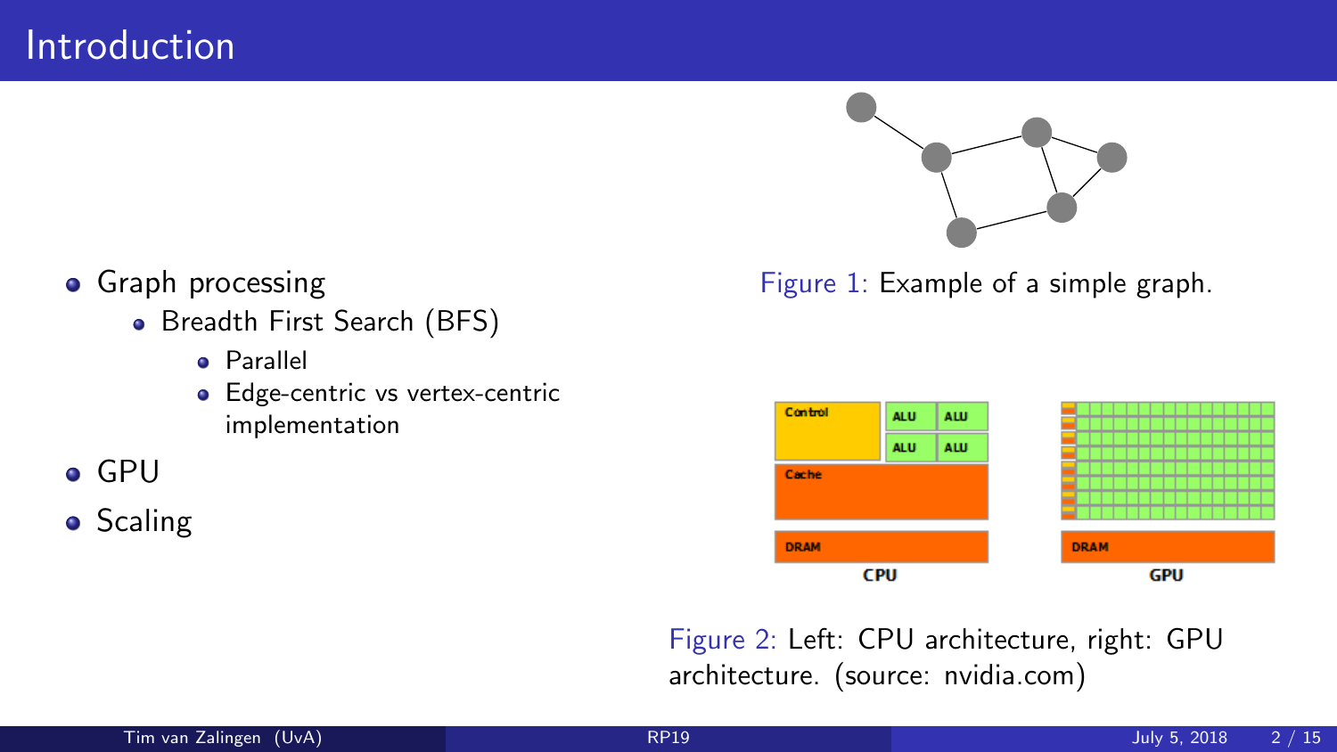# Introduction

- Graph processing
  - Breadth First Search (BFS)
    - Parallel
    - Edge-centric vs vertex-centric implementation
- GPU
- Scaling

Figure 1: Example of a simple graph.

Figure 2: Left: CPU architecture, right: GPU architecture. (source: nvidia.com)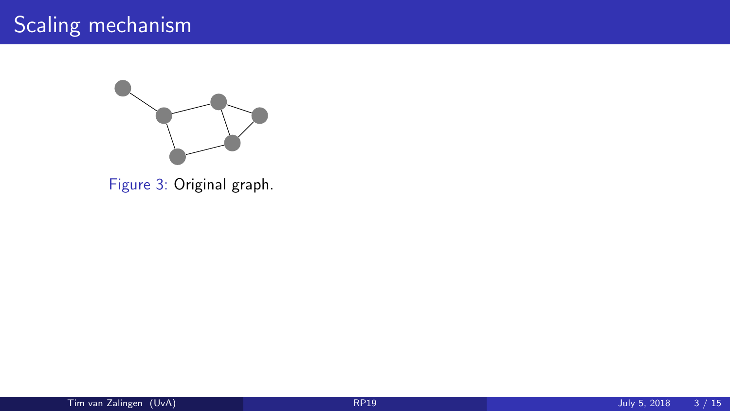# Scaling mechanism

Figure 3: Original graph.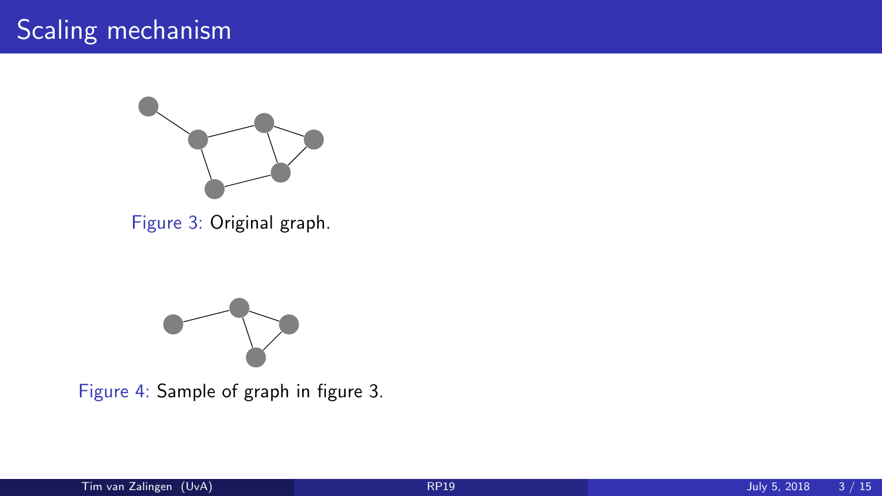# Scaling mechanism

Figure 3: Original graph.

Figure 4: Sample of graph in figure 3.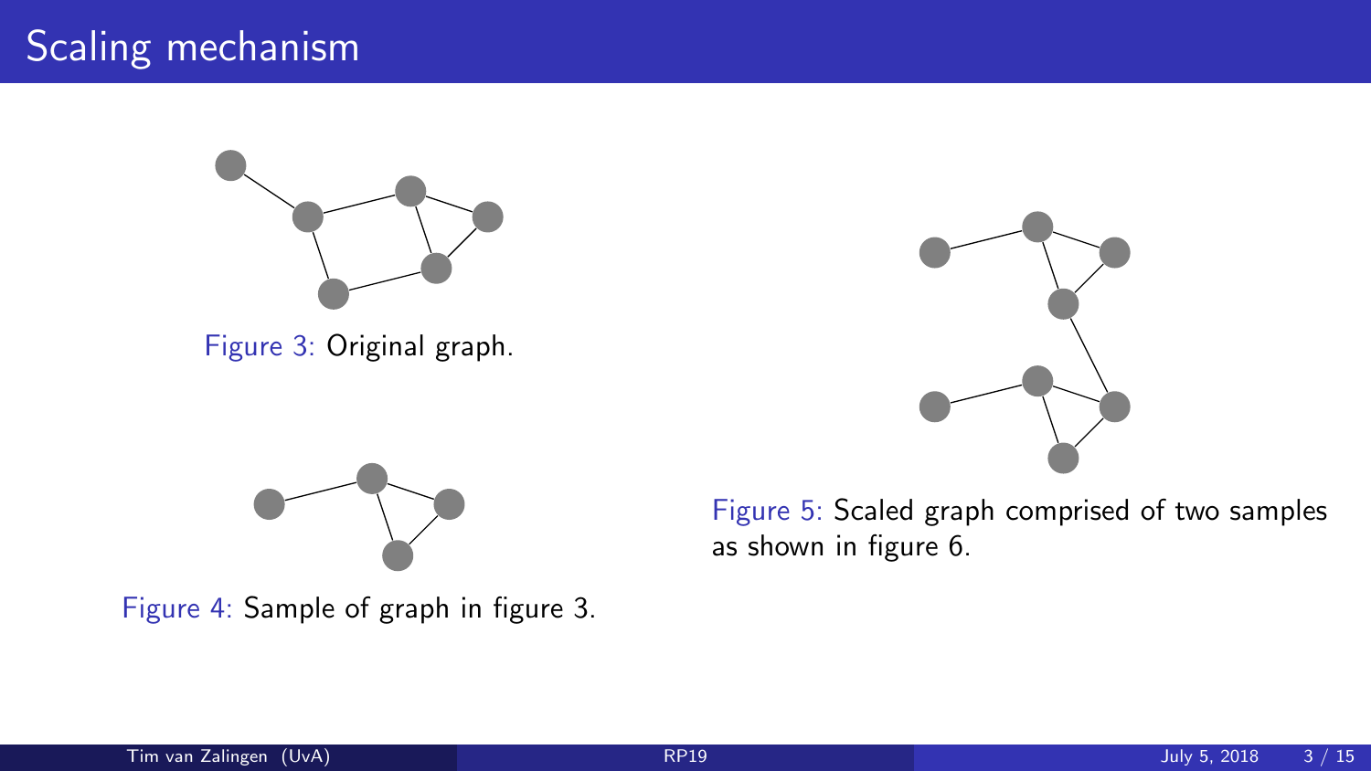# Scaling mechanism

Figure 3: Original graph.

Figure 4: Sample of graph in figure 3.

Figure 5: Scaled graph comprised of two samples as shown in figure 6.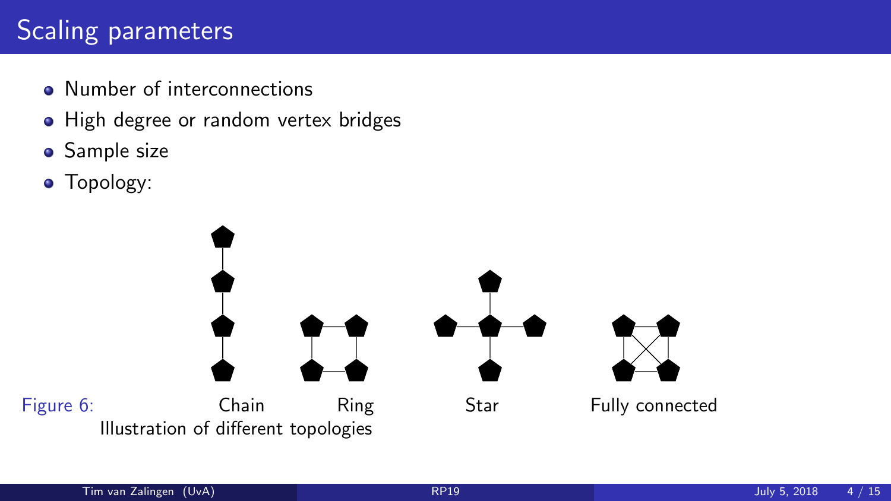# Scaling parameters

- Number of interconnections
- High degree or random vertex bridges
- Sample size
- Topology:

Chain Ring Star Fully connected

Figure 6: Illustration of different topologies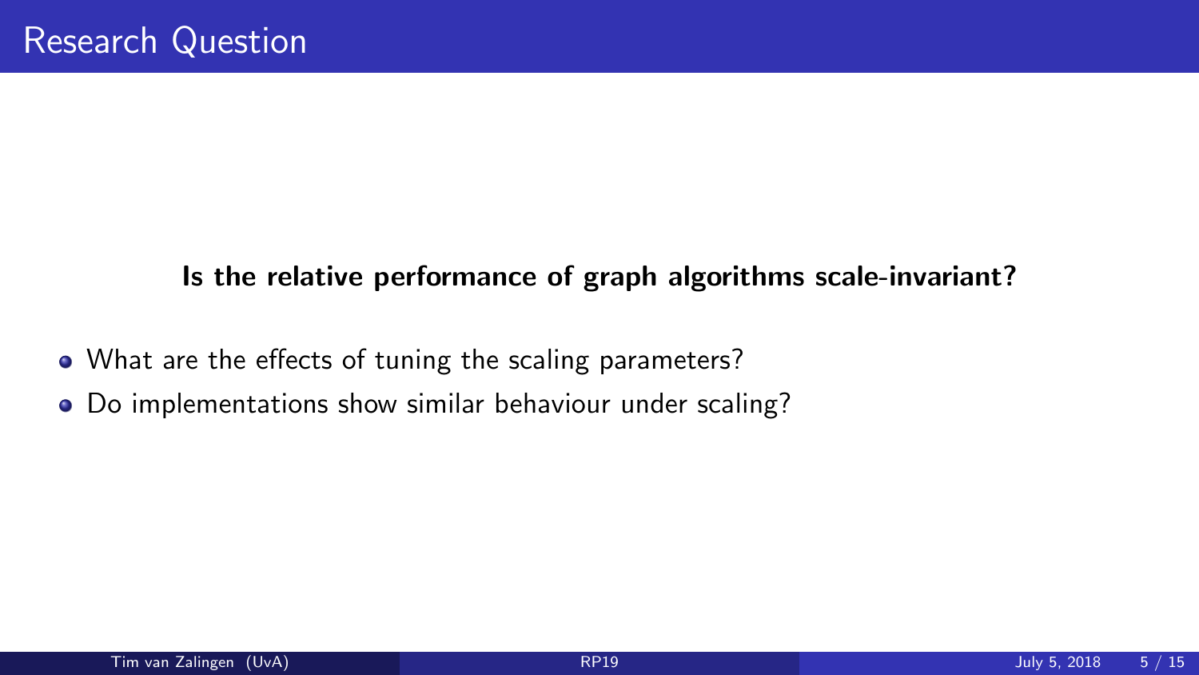# Research Question

**Is the relative performance of graph algorithms scale-invariant?**

- What are the effects of tuning the scaling parameters?
- Do implementations show similar behaviour under scaling?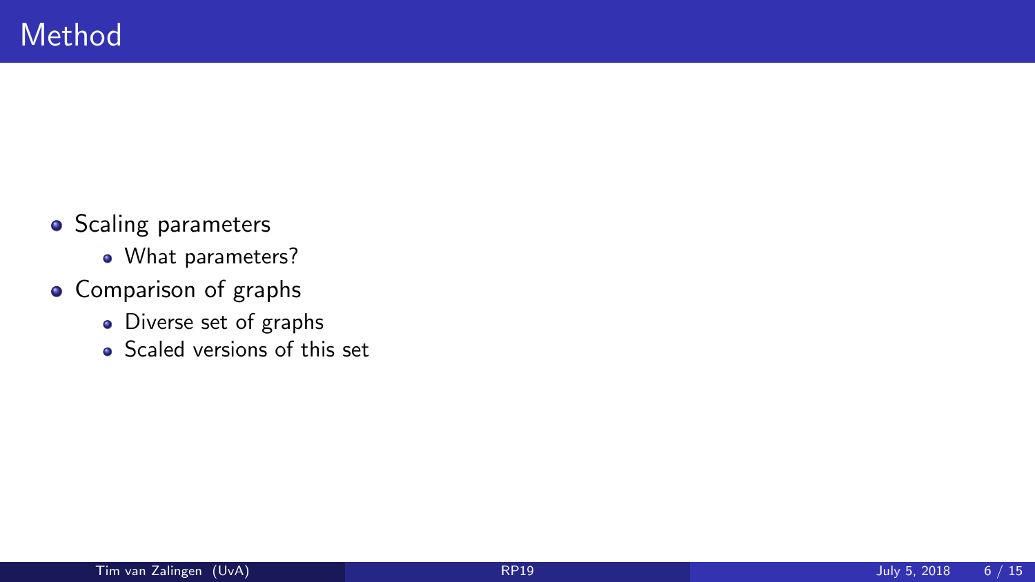# Method

- Scaling parameters
  - What parameters?
- Comparison of graphs
  - Diverse set of graphs
  - Scaled versions of this set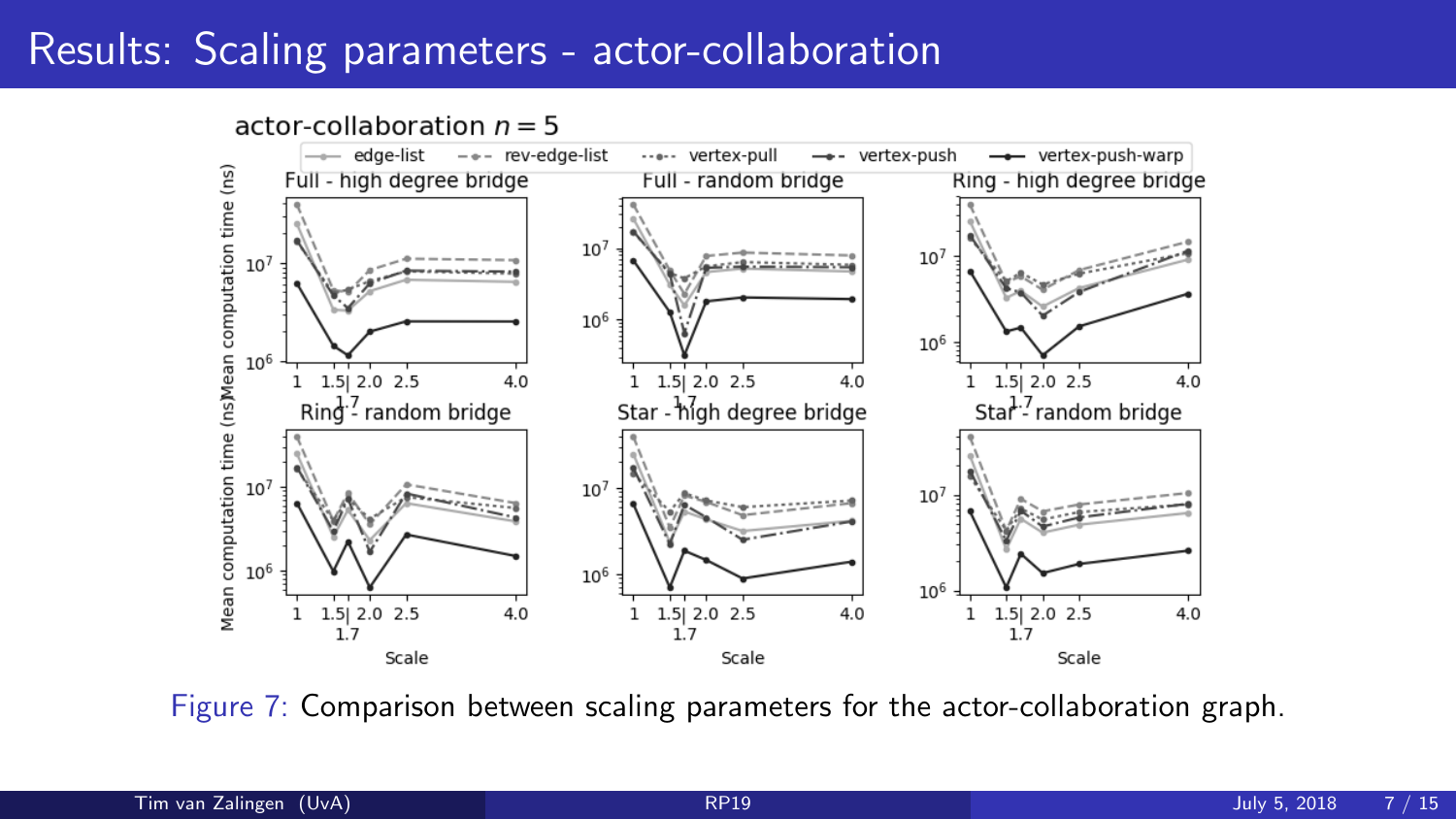# Results: Scaling parameters - actor-collaboration

Figure 7: Comparison between scaling parameters for the actor-collaboration graph.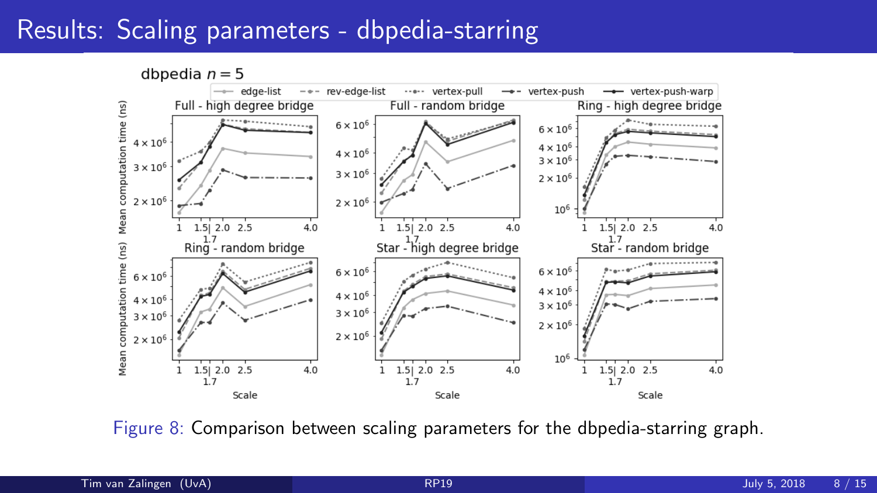# Results: Scaling parameters - dbpedia-starring

Figure 8: Comparison between scaling parameters for the dbpedia-starring graph.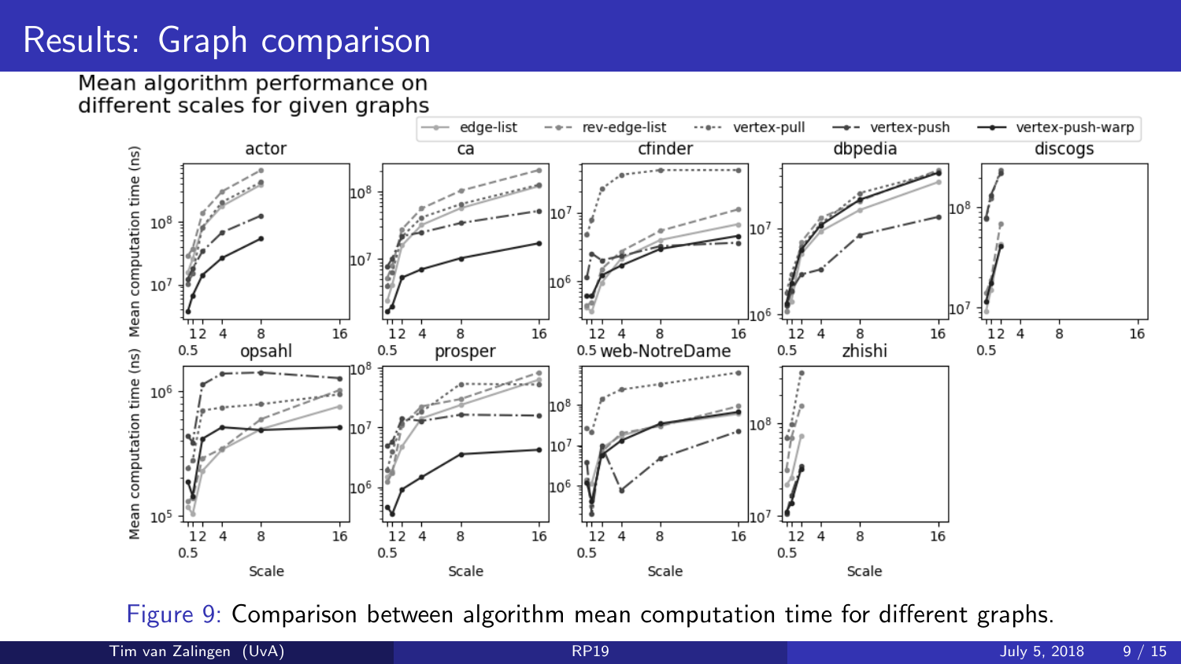# Results: Graph comparison

Mean algorithm performance on different scales for given graphs

Figure 9: Comparison between algorithm mean computation time for different graphs.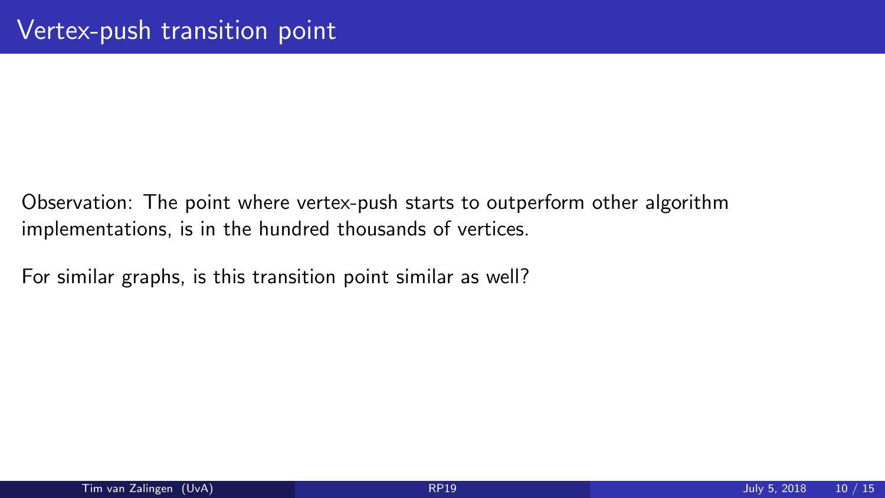# Vertex-push transition point

Observation: The point where vertex-push starts to outperform other algorithm implementations, is in the hundred thousands of vertices.

For similar graphs, is this transition point similar as well?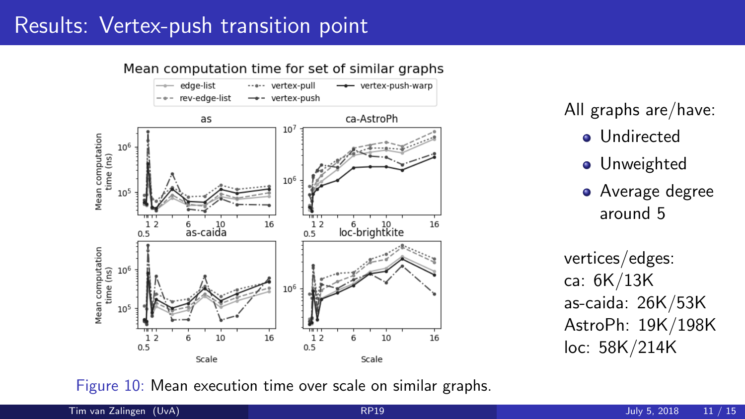# Results: Vertex-push transition point

Figure 10: Mean execution time over scale on similar graphs.

All graphs are/have:

- Undirected
- Unweighted
- Average degree around 5

vertices/edges:
ca: 6K/13K
as-caida: 26K/53K
AstroPh: 19K/198K
loc: 58K/214K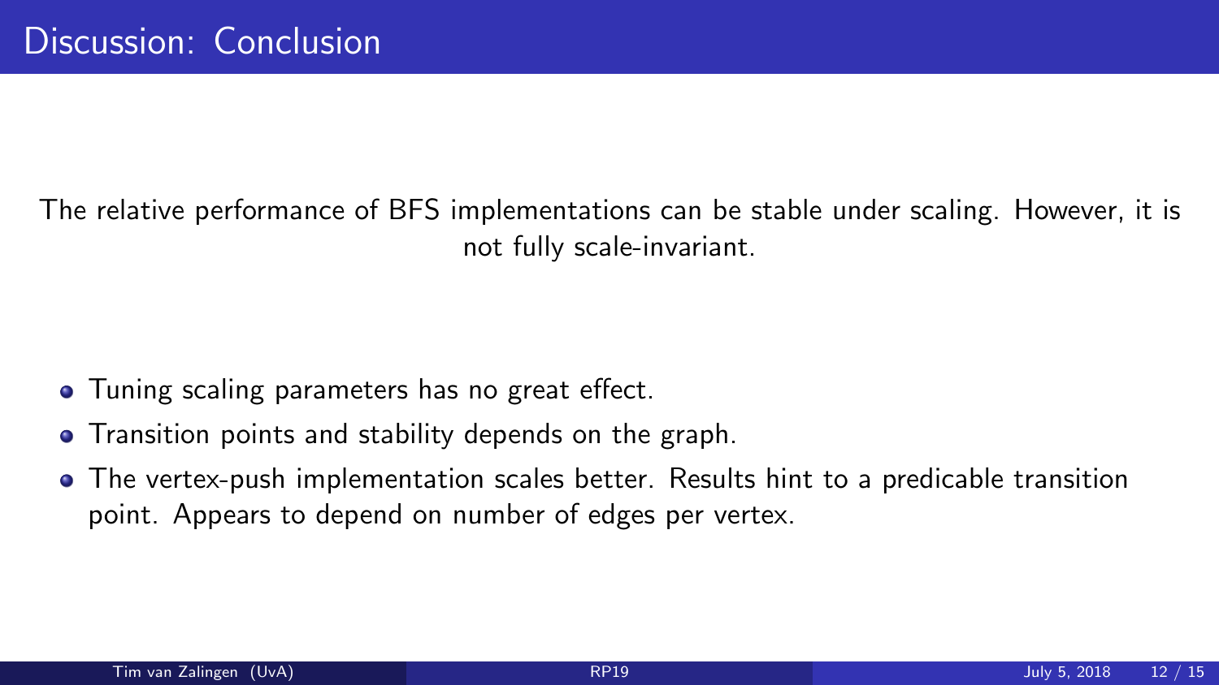# Discussion: Conclusion

The relative performance of BFS implementations can be stable under scaling. However, it is not fully scale-invariant.

- Tuning scaling parameters has no great effect.
- Transition points and stability depends on the graph.
- The vertex-push implementation scales better. Results hint to a predicable transition point. Appears to depend on number of edges per vertex.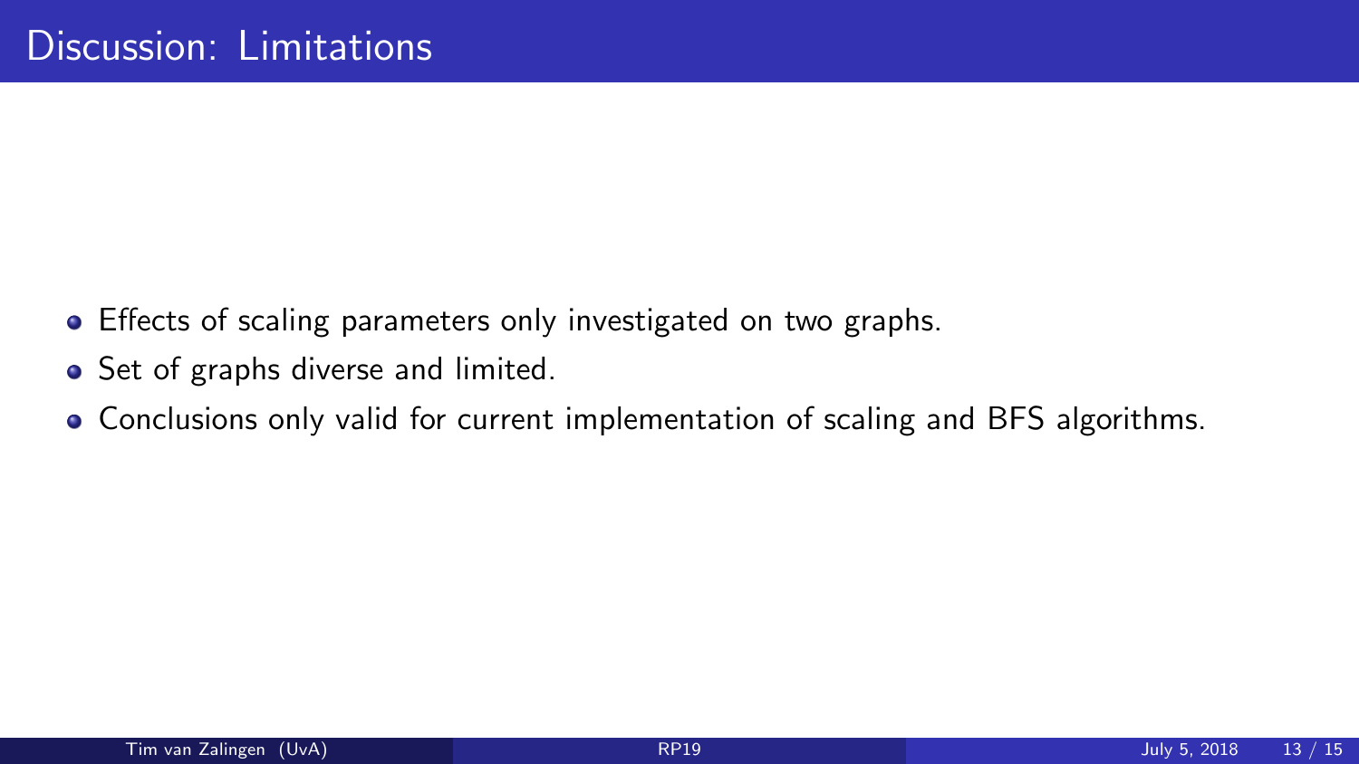# Discussion: Limitations

- Effects of scaling parameters only investigated on two graphs.
- Set of graphs diverse and limited.
- Conclusions only valid for current implementation of scaling and BFS algorithms.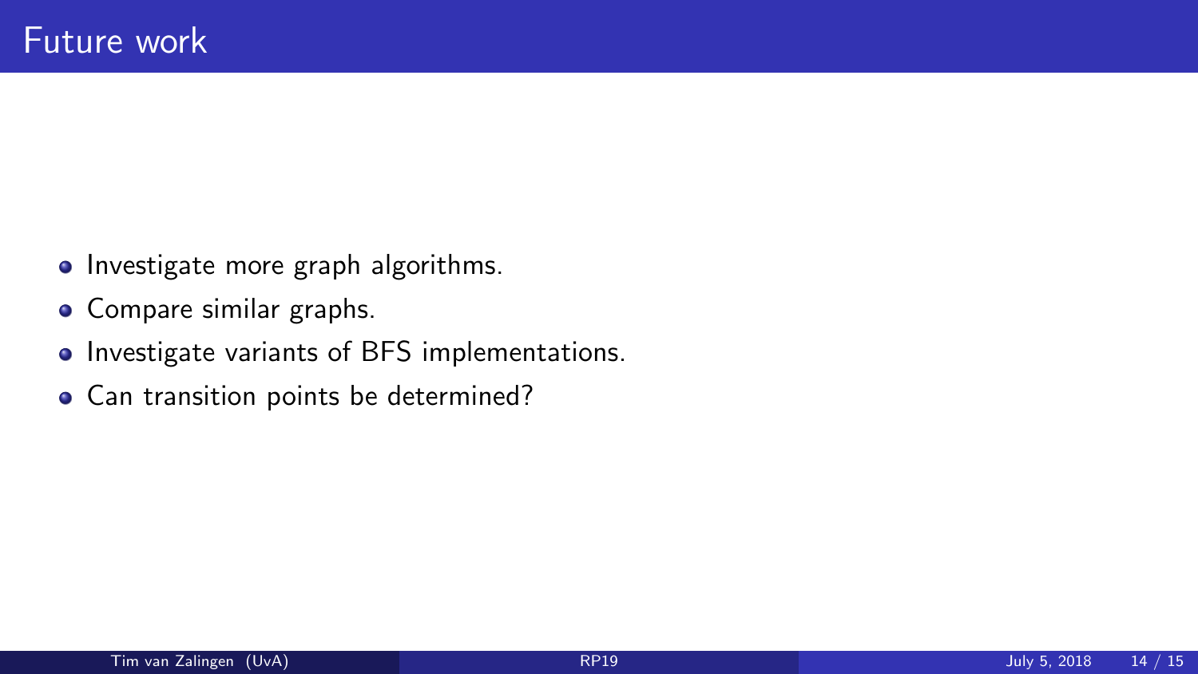# Future work

- Investigate more graph algorithms.
- Compare similar graphs.
- Investigate variants of BFS implementations.
- Can transition points be determined?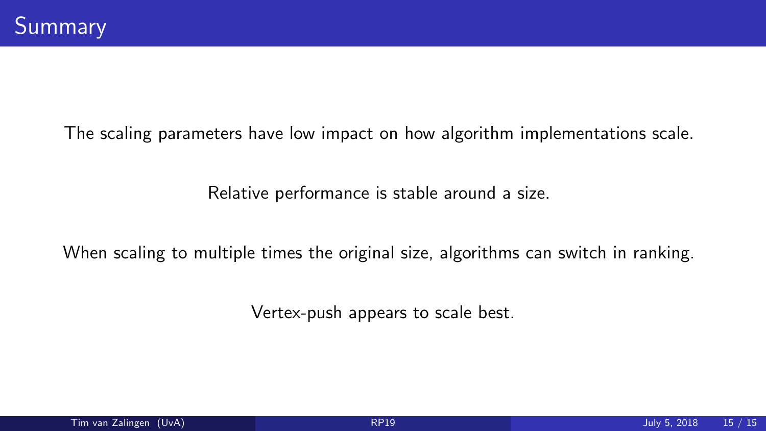# Summary

The scaling parameters have low impact on how algorithm implementations scale.

Relative performance is stable around a size.

When scaling to multiple times the original size, algorithms can switch in ranking.

Vertex-push appears to scale best.